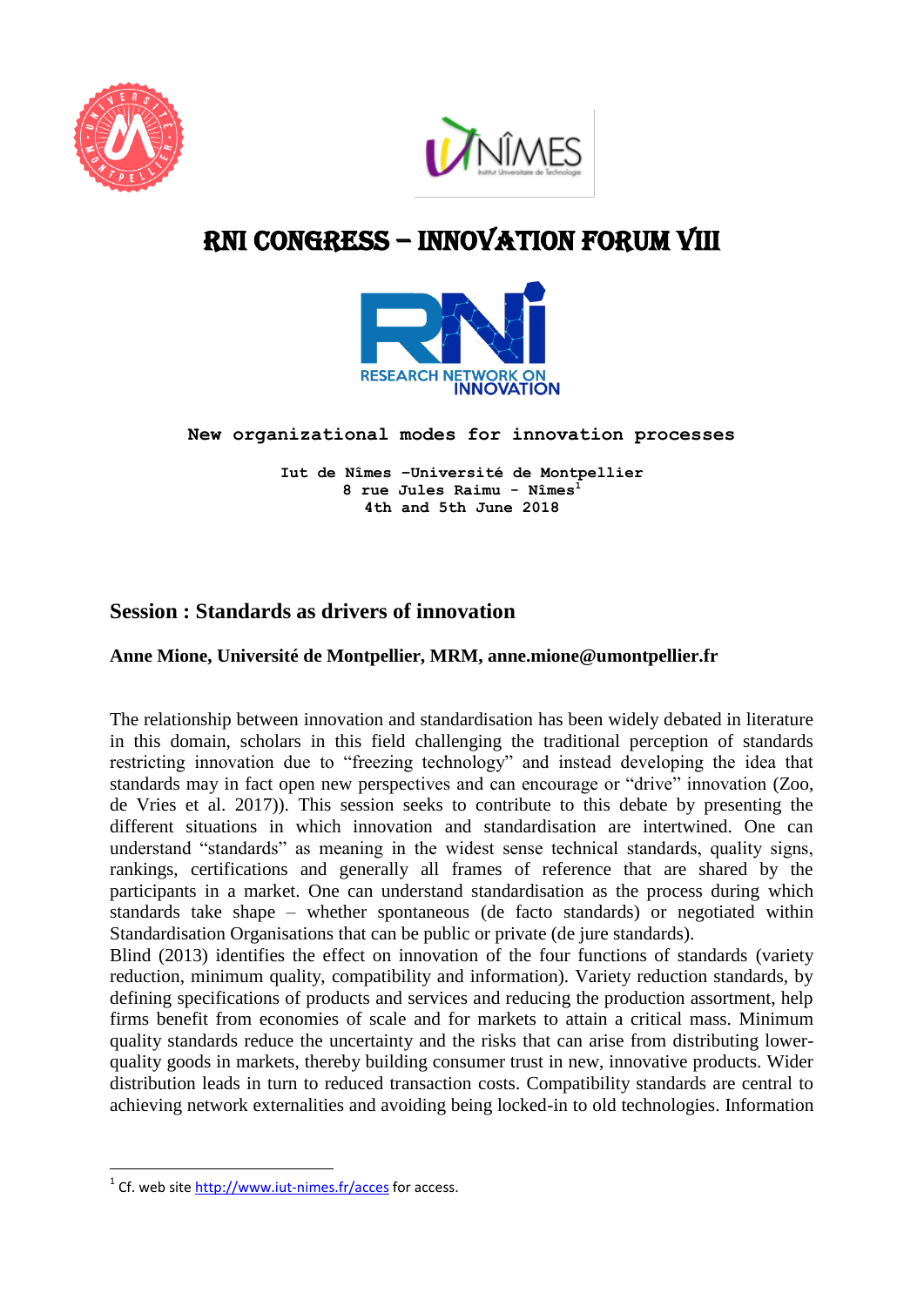# RNI CONGRESS – INNOVATION FORUM VIII

**New organizational modes for innovation processes**

**Iut de Nîmes –Université de Montpellier**
**8 rue Jules Raimu - Nîmes[1]**
**4th and 5th June 2018**

## Session : Standards as drivers of innovation

**Anne Mione, Université de Montpellier, MRM, anne.mione@umontpellier.fr**

The relationship between innovation and standardisation has been widely debated in literature in this domain, scholars in this field challenging the traditional perception of standards restricting innovation due to "freezing technology" and instead developing the idea that standards may in fact open new perspectives and can encourage or "drive" innovation (Zoo, de Vries et al. 2017)). This session seeks to contribute to this debate by presenting the different situations in which innovation and standardisation are intertwined. One can understand "standards" as meaning in the widest sense technical standards, quality signs, rankings, certifications and generally all frames of reference that are shared by the participants in a market. One can understand standardisation as the process during which standards take shape – whether spontaneous (de facto standards) or negotiated within Standardisation Organisations that can be public or private (de jure standards).

Blind (2013) identifies the effect on innovation of the four functions of standards (variety reduction, minimum quality, compatibility and information). Variety reduction standards, by defining specifications of products and services and reducing the production assortment, help firms benefit from economies of scale and for markets to attain a critical mass. Minimum quality standards reduce the uncertainty and the risks that can arise from distributing lower-quality goods in markets, thereby building consumer trust in new, innovative products. Wider distribution leads in turn to reduced transaction costs. Compatibility standards are central to achieving network externalities and avoiding being locked-in to old technologies. Information

[1] Cf. web site http://www.iut-nimes.fr/acces for access.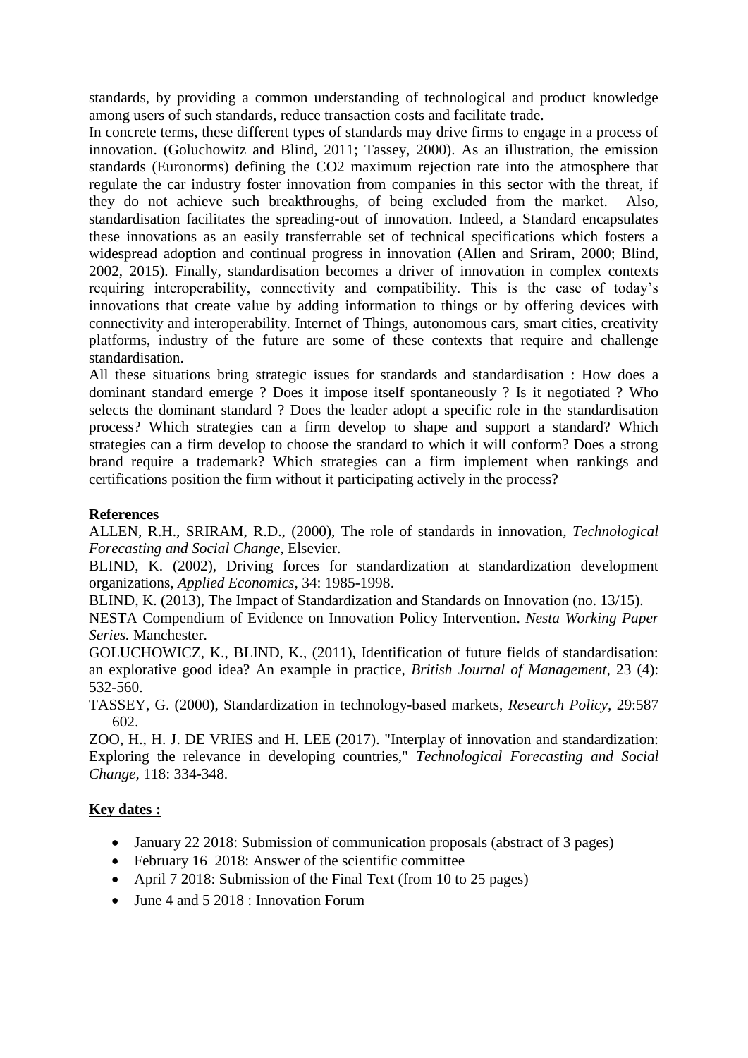standards, by providing a common understanding of technological and product knowledge among users of such standards, reduce transaction costs and facilitate trade.

In concrete terms, these different types of standards may drive firms to engage in a process of innovation. (Goluchowitz and Blind, 2011; Tassey, 2000). As an illustration, the emission standards (Euronorms) defining the CO2 maximum rejection rate into the atmosphere that regulate the car industry foster innovation from companies in this sector with the threat, if they do not achieve such breakthroughs, of being excluded from the market. Also, standardisation facilitates the spreading-out of innovation. Indeed, a Standard encapsulates these innovations as an easily transferrable set of technical specifications which fosters a widespread adoption and continual progress in innovation (Allen and Sriram, 2000; Blind, 2002, 2015). Finally, standardisation becomes a driver of innovation in complex contexts requiring interoperability, connectivity and compatibility. This is the case of today's innovations that create value by adding information to things or by offering devices with connectivity and interoperability. Internet of Things, autonomous cars, smart cities, creativity platforms, industry of the future are some of these contexts that require and challenge standardisation.

All these situations bring strategic issues for standards and standardisation : How does a dominant standard emerge ? Does it impose itself spontaneously ? Is it negotiated ? Who selects the dominant standard ? Does the leader adopt a specific role in the standardisation process? Which strategies can a firm develop to shape and support a standard? Which strategies can a firm develop to choose the standard to which it will conform? Does a strong brand require a trademark? Which strategies can a firm implement when rankings and certifications position the firm without it participating actively in the process?

**References**

ALLEN, R.H., SRIRAM, R.D., (2000), The role of standards in innovation, *Technological Forecasting and Social Change*, Elsevier.

BLIND, K. (2002), Driving forces for standardization at standardization development organizations, *Applied Economics*, 34: 1985-1998.

BLIND, K. (2013), The Impact of Standardization and Standards on Innovation (no. 13/15).

NESTA Compendium of Evidence on Innovation Policy Intervention. *Nesta Working Paper Series.* Manchester.

GOLUCHOWICZ, K., BLIND, K., (2011), Identification of future fields of standardisation: an explorative good idea? An example in practice, *British Journal of Management*, 23 (4): 532-560.

TASSEY, G. (2000), Standardization in technology-based markets, *Research Policy*, 29:587 602.

ZOO, H., H. J. DE VRIES and H. LEE (2017). "Interplay of innovation and standardization: Exploring the relevance in developing countries," *Technological Forecasting and Social Change*, 118: 334-348.

**Key dates :**

- January 22 2018: Submission of communication proposals (abstract of 3 pages)
- February 16 2018: Answer of the scientific committee
- April 7 2018: Submission of the Final Text (from 10 to 25 pages)
- June 4 and 5 2018 : Innovation Forum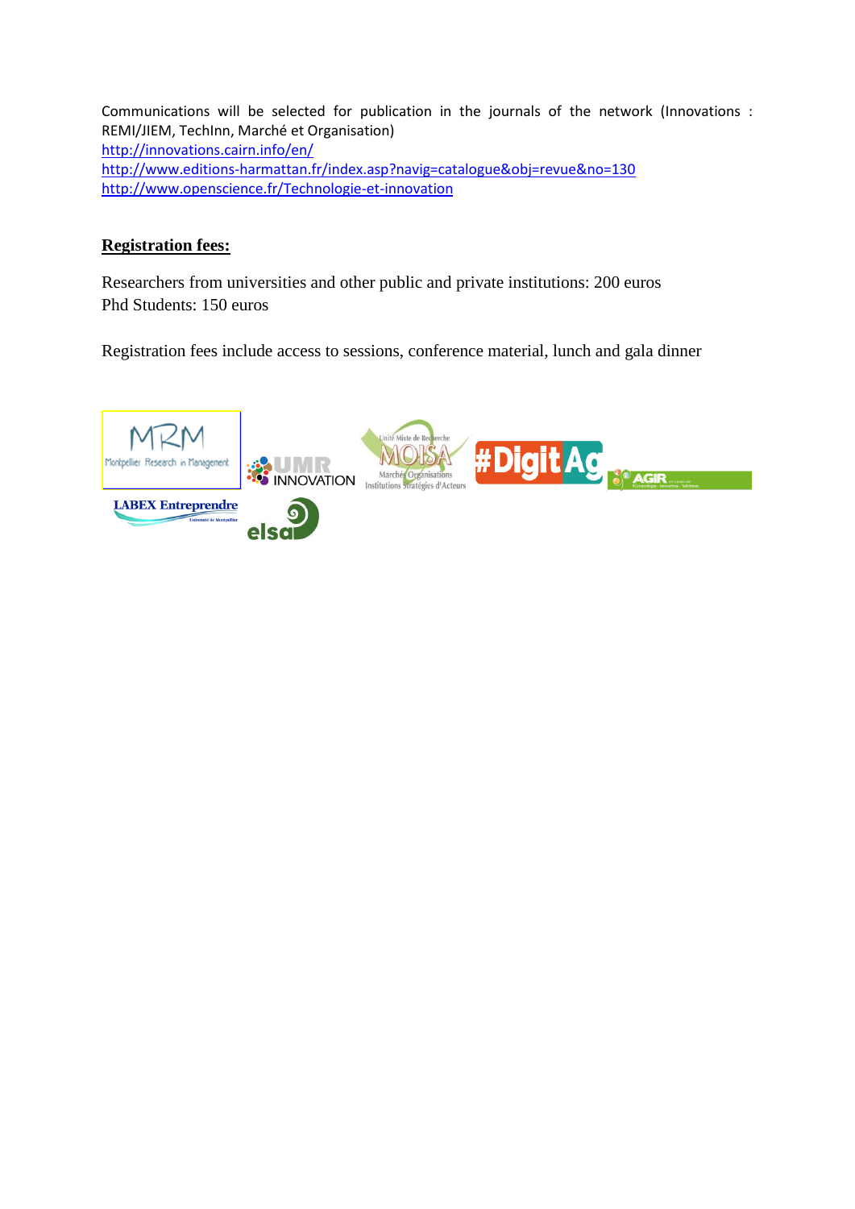Communications will be selected for publication in the journals of the network (Innovations : REMI/JIEM, TechInn, Marché et Organisation)

http://innovations.cairn.info/en/

http://www.editions-harmattan.fr/index.asp?navig=catalogue&obj=revue&no=130

http://www.openscience.fr/Technologie-et-innovation

**Registration fees:**

Researchers from universities and other public and private institutions: 200 euros
Phd Students: 150 euros

Registration fees include access to sessions, conference material, lunch and gala dinner